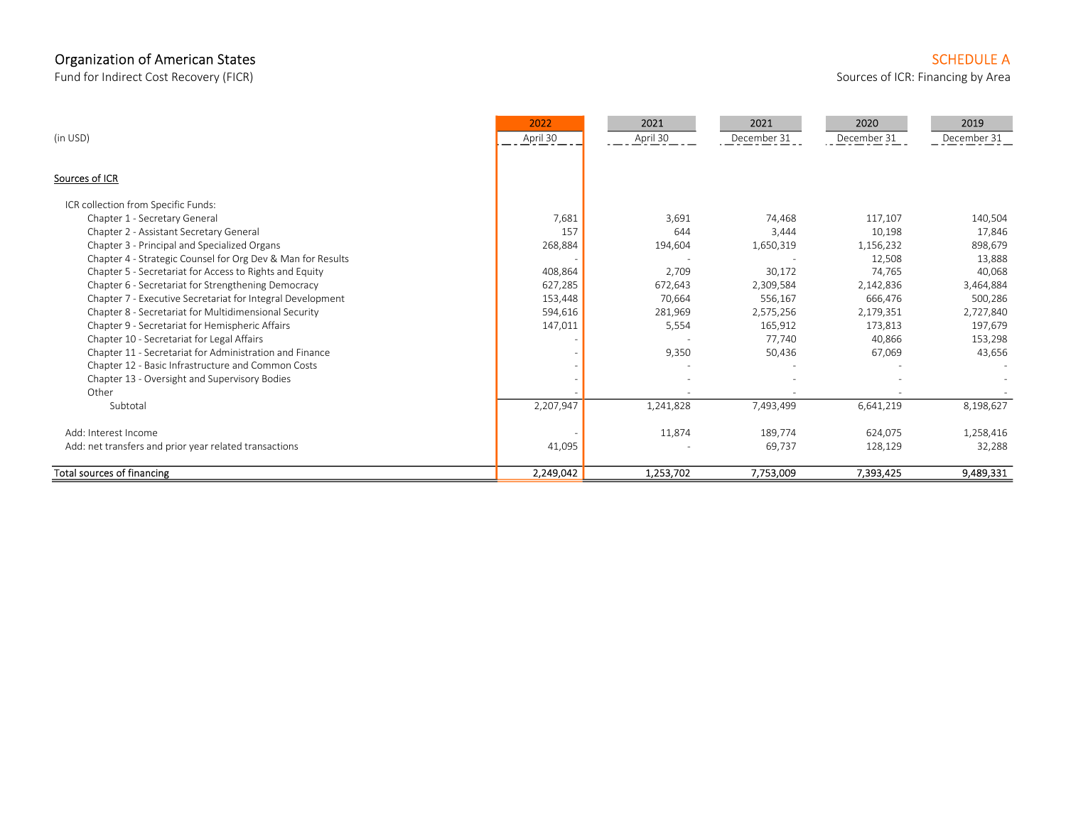# Organization of American States

Fund for Indirect Cost Recovery (FICR)

**SCHEDULE A**

Sources of ICR: Financing by Area

| (in USD) | 2022 April 30 | 2021 April 30 | 2021 December 31 | 2020 December 31 | 2019 December 31 |
|---|---|---|---|---|---|
| **Sources of ICR** | | | | | |
| ICR collection from Specific Funds: | | | | | |
| Chapter 1 - Secretary General | 7,681 | 3,691 | 74,468 | 117,107 | 140,504 |
| Chapter 2 - Assistant Secretary General | 157 | 644 | 3,444 | 10,198 | 17,846 |
| Chapter 3 - Principal and Specialized Organs | 268,884 | 194,604 | 1,650,319 | 1,156,232 | 898,679 |
| Chapter 4 - Strategic Counsel for Org Dev & Man for Results | - | - | - | 12,508 | 13,888 |
| Chapter 5 - Secretariat for Access to Rights and Equity | 408,864 | 2,709 | 30,172 | 74,765 | 40,068 |
| Chapter 6 - Secretariat for Strengthening Democracy | 627,285 | 672,643 | 2,309,584 | 2,142,836 | 3,464,884 |
| Chapter 7 - Executive Secretariat for Integral Development | 153,448 | 70,664 | 556,167 | 666,476 | 500,286 |
| Chapter 8 - Secretariat for Multidimensional Security | 594,616 | 281,969 | 2,575,256 | 2,179,351 | 2,727,840 |
| Chapter 9 - Secretariat for Hemispheric Affairs | 147,011 | 5,554 | 165,912 | 173,813 | 197,679 |
| Chapter 10 - Secretariat for Legal Affairs | - | - | 77,740 | 40,866 | 153,298 |
| Chapter 11 - Secretariat for Administration and Finance | - | 9,350 | 50,436 | 67,069 | 43,656 |
| Chapter 12 - Basic Infrastructure and Common Costs | - | - | - | - | - |
| Chapter 13 - Oversight and Supervisory Bodies | - | - | - | - | - |
| Other | - | - | - | - | - |
| Subtotal | 2,207,947 | 1,241,828 | 7,493,499 | 6,641,219 | 8,198,627 |
| Add: Interest Income | - | 11,874 | 189,774 | 624,075 | 1,258,416 |
| Add: net transfers and prior year related transactions | 41,095 | - | 69,737 | 128,129 | 32,288 |
| Total sources of financing | 2,249,042 | 1,253,702 | 7,753,009 | 7,393,425 | 9,489,331 |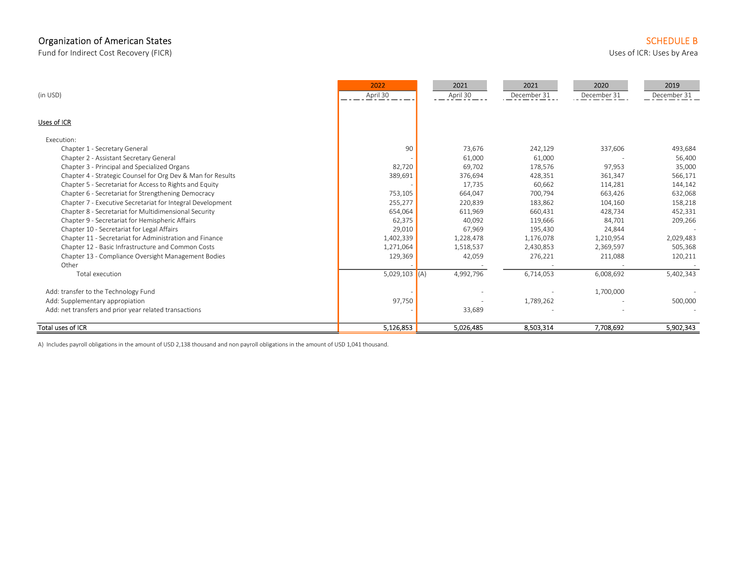# Organization of American States

Fund for Indirect Cost Recovery (FICR)

## SCHEDULE B

Uses of ICR: Uses by Area

| (in USD) | 2022 April 30 | | 2021 April 30 | 2021 December 31 | 2020 December 31 | 2019 December 31 |
|---|---|---|---|---|---|---|
| **Uses of ICR** | | | | | | |
| Execution: | | | | | | |
| Chapter 1 - Secretary General | 90 | | 73,676 | 242,129 | 337,606 | 493,684 |
| Chapter 2 - Assistant Secretary General | - | | 61,000 | 61,000 | - | 56,400 |
| Chapter 3 - Principal and Specialized Organs | 82,720 | | 69,702 | 178,576 | 97,953 | 35,000 |
| Chapter 4 - Strategic Counsel for Org Dev & Man for Results | 389,691 | | 376,694 | 428,351 | 361,347 | 566,171 |
| Chapter 5 - Secretariat for Access to Rights and Equity | - | | 17,735 | 60,662 | 114,281 | 144,142 |
| Chapter 6 - Secretariat for Strengthening Democracy | 753,105 | | 664,047 | 700,794 | 663,426 | 632,068 |
| Chapter 7 - Executive Secretariat for Integral Development | 255,277 | | 220,839 | 183,862 | 104,160 | 158,218 |
| Chapter 8 - Secretariat for Multidimensional Security | 654,064 | | 611,969 | 660,431 | 428,734 | 452,331 |
| Chapter 9 - Secretariat for Hemispheric Affairs | 62,375 | | 40,092 | 119,666 | 84,701 | 209,266 |
| Chapter 10 - Secretariat for Legal Affairs | 29,010 | | 67,969 | 195,430 | 24,844 | - |
| Chapter 11 - Secretariat for Administration and Finance | 1,402,339 | | 1,228,478 | 1,176,078 | 1,210,954 | 2,029,483 |
| Chapter 12 - Basic Infrastructure and Common Costs | 1,271,064 | | 1,518,537 | 2,430,853 | 2,369,597 | 505,368 |
| Chapter 13 - Compliance Oversight Management Bodies | 129,369 | | 42,059 | 276,221 | 211,088 | 120,211 |
| Other | - | | - | - | - | - |
| Total execution | 5,029,103 | (A) | 4,992,796 | 6,714,053 | 6,008,692 | 5,402,343 |
| Add: transfer to the Technology Fund | - | | - | - | 1,700,000 | - |
| Add: Supplementary appropiation | 97,750 | | - | 1,789,262 | - | 500,000 |
| Add: net transfers and prior year related transactions | - | | 33,689 | - | - | - |
| **Total uses of ICR** | **5,126,853** | | **5,026,485** | **8,503,314** | **7,708,692** | **5,902,343** |

A) Includes payroll obligations in the amount of USD 2,138 thousand and non payroll obligations in the amount of USD 1,041 thousand.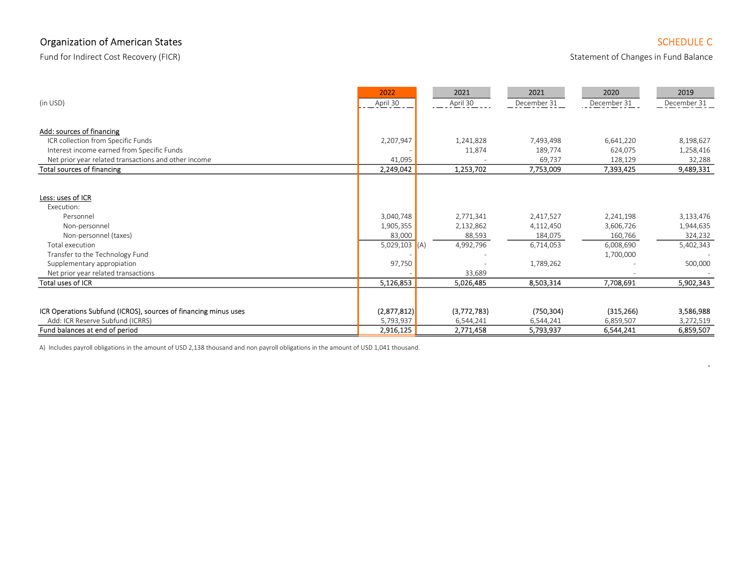Organization of American States

Fund for Indirect Cost Recovery (FICR)

SCHEDULE C

Statement of Changes in Fund Balance

| (in USD) | 2022 April 30 | | 2021 April 30 | 2021 December 31 | 2020 December 31 | 2019 December 31 |
|---|---|---|---|---|---|---|
| **Add: sources of financing** | | | | | | |
| ICR collection from Specific Funds | 2,207,947 | | 1,241,828 | 7,493,498 | 6,641,220 | 8,198,627 |
| Interest income earned from Specific Funds | - | | 11,874 | 189,774 | 624,075 | 1,258,416 |
| Net prior year related transactions and other income | 41,095 | | - | 69,737 | 128,129 | 32,288 |
| Total sources of financing | 2,249,042 | | 1,253,702 | 7,753,009 | 7,393,425 | 9,489,331 |
| **Less: uses of ICR** | | | | | | |
| Execution: | | | | | | |
| Personnel | 3,040,748 | | 2,771,341 | 2,417,527 | 2,241,198 | 3,133,476 |
| Non-personnel | 1,905,355 | | 2,132,862 | 4,112,450 | 3,606,726 | 1,944,635 |
| Non-personnel (taxes) | 83,000 | | 88,593 | 184,075 | 160,766 | 324,232 |
| Total execution | 5,029,103 | (A) | 4,992,796 | 6,714,053 | 6,008,690 | 5,402,343 |
| Transfer to the Technology Fund | - | | - | | 1,700,000 | - |
| Supplementary appropiation | 97,750 | | - | 1,789,262 | - | 500,000 |
| Net prior year related transactions | - | | 33,689 | | - | - |
| Total uses of ICR | 5,126,853 | | 5,026,485 | 8,503,314 | 7,708,691 | 5,902,343 |
| ICR Operations Subfund (ICROS), sources of financing minus uses | (2,877,812) | | (3,772,783) | (750,304) | (315,266) | 3,586,988 |
| Add: ICR Reserve Subfund (ICRRS) | 5,793,937 | | 6,544,241 | 6,544,241 | 6,859,507 | 3,272,519 |
| Fund balances at end of period | 2,916,125 | | 2,771,458 | 5,793,937 | 6,544,241 | 6,859,507 |

A) Includes payroll obligations in the amount of USD 2,138 thousand and non payroll obligations in the amount of USD 1,041 thousand.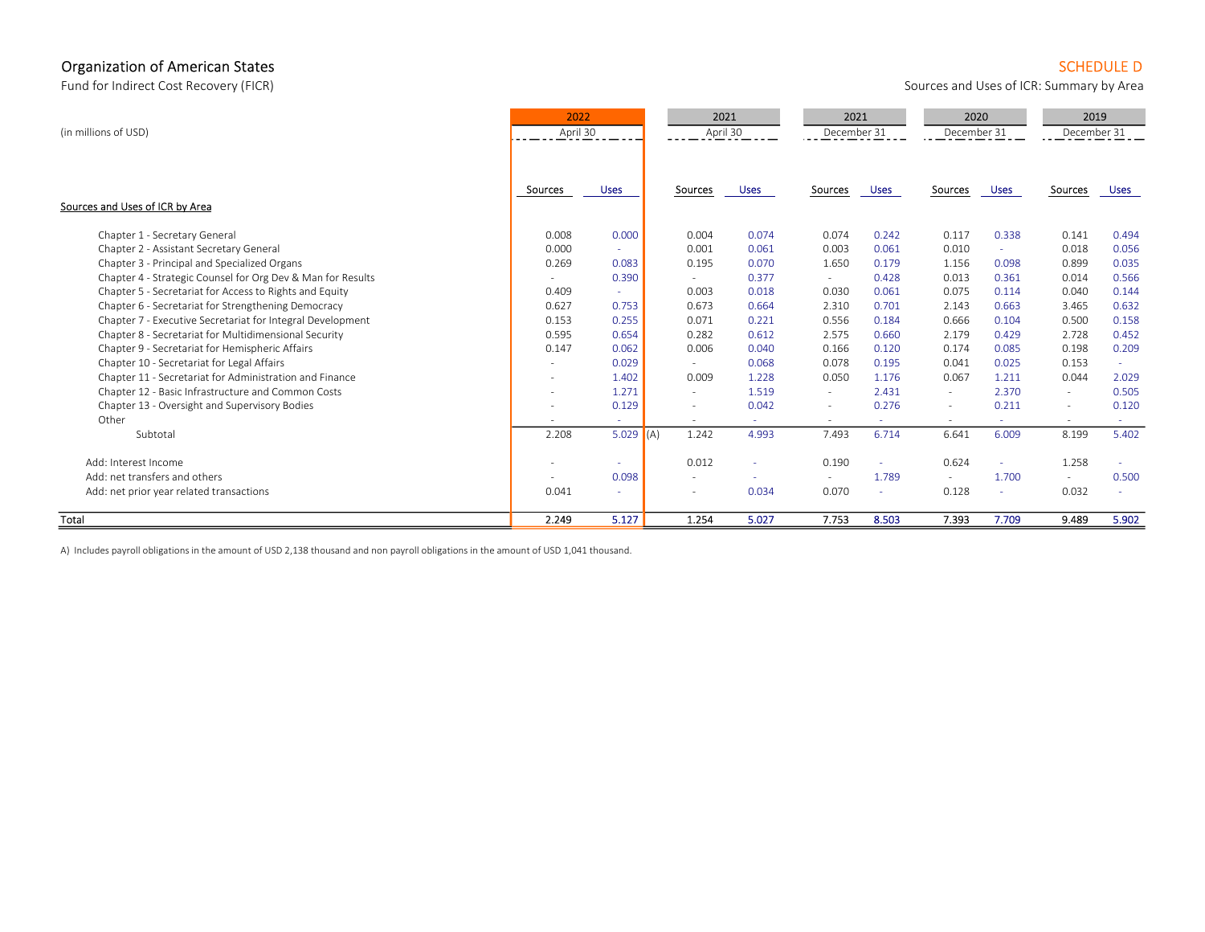Organization of American States

Fund for Indirect Cost Recovery (FICR)

SCHEDULE D

Sources and Uses of ICR: Summary by Area

| (in millions of USD) | 2022 | | | 2021 | | 2021 | | 2020 | | 2019 | |
|---|---|---|---|---|---|---|---|---|---|---|---|
| | April 30 | | | April 30 | | December 31 | | December 31 | | December 31 | |
| Sources and Uses of ICR by Area | Sources | Uses | | Sources | Uses | Sources | Uses | Sources | Uses | Sources | Uses |
| Chapter 1 - Secretary General | 0.008 | 0.000 | | 0.004 | 0.074 | 0.074 | 0.242 | 0.117 | 0.338 | 0.141 | 0.494 |
| Chapter 2 - Assistant Secretary General | 0.000 | - | | 0.001 | 0.061 | 0.003 | 0.061 | 0.010 | - | 0.018 | 0.056 |
| Chapter 3 - Principal and Specialized Organs | 0.269 | 0.083 | | 0.195 | 0.070 | 1.650 | 0.179 | 1.156 | 0.098 | 0.899 | 0.035 |
| Chapter 4 - Strategic Counsel for Org Dev & Man for Results | - | 0.390 | | - | 0.377 | - | 0.428 | 0.013 | 0.361 | 0.014 | 0.566 |
| Chapter 5 - Secretariat for Access to Rights and Equity | 0.409 | - | | 0.003 | 0.018 | 0.030 | 0.061 | 0.075 | 0.114 | 0.040 | 0.144 |
| Chapter 6 - Secretariat for Strengthening Democracy | 0.627 | 0.753 | | 0.673 | 0.664 | 2.310 | 0.701 | 2.143 | 0.663 | 3.465 | 0.632 |
| Chapter 7 - Executive Secretariat for Integral Development | 0.153 | 0.255 | | 0.071 | 0.221 | 0.556 | 0.184 | 0.666 | 0.104 | 0.500 | 0.158 |
| Chapter 8 - Secretariat for Multidimensional Security | 0.595 | 0.654 | | 0.282 | 0.612 | 2.575 | 0.660 | 2.179 | 0.429 | 2.728 | 0.452 |
| Chapter 9 - Secretariat for Hemispheric Affairs | 0.147 | 0.062 | | 0.006 | 0.040 | 0.166 | 0.120 | 0.174 | 0.085 | 0.198 | 0.209 |
| Chapter 10 - Secretariat for Legal Affairs | - | 0.029 | | - | 0.068 | 0.078 | 0.195 | 0.041 | 0.025 | 0.153 | - |
| Chapter 11 - Secretariat for Administration and Finance | - | 1.402 | | 0.009 | 1.228 | 0.050 | 1.176 | 0.067 | 1.211 | 0.044 | 2.029 |
| Chapter 12 - Basic Infrastructure and Common Costs | - | 1.271 | | - | 1.519 | - | 2.431 | - | 2.370 | - | 0.505 |
| Chapter 13 - Oversight and Supervisory Bodies | - | 0.129 | | - | 0.042 | - | 0.276 | - | 0.211 | - | 0.120 |
| Other | - | - | | - | - | - | - | - | - | - | - |
| Subtotal | 2.208 | 5.029 | (A) | 1.242 | 4.993 | 7.493 | 6.714 | 6.641 | 6.009 | 8.199 | 5.402 |
| Add: Interest Income | - | - | | 0.012 | - | 0.190 | - | 0.624 | - | 1.258 | - |
| Add: net transfers and others | - | 0.098 | | - | - | - | 1.789 | - | 1.700 | - | 0.500 |
| Add: net prior year related transactions | 0.041 | - | | - | 0.034 | 0.070 | - | 0.128 | - | 0.032 | - |
| Total | 2.249 | 5.127 | | 1.254 | 5.027 | 7.753 | 8.503 | 7.393 | 7.709 | 9.489 | 5.902 |

A) Includes payroll obligations in the amount of USD 2,138 thousand and non payroll obligations in the amount of USD 1,041 thousand.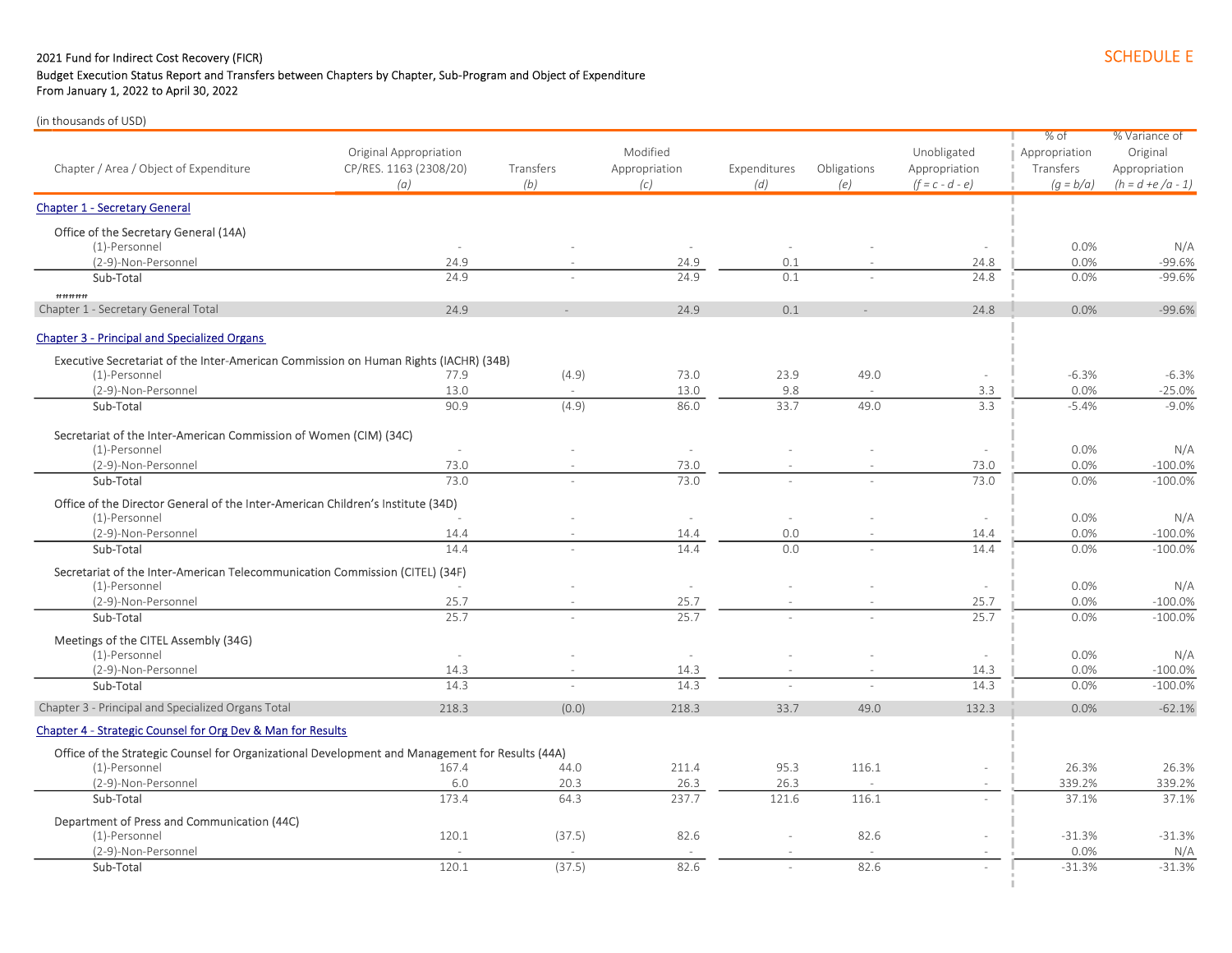2021 Fund for Indirect Cost Recovery (FICR)

Budget Execution Status Report and Transfers between Chapters by Chapter, Sub-Program and Object of Expenditure

From January 1, 2022 to April 30, 2022

SCHEDULE E

(in thousands of USD)

| Chapter / Area / Object of Expenditure | Original Appropriation CP/RES. 1163 (2308/20) *(a)* | Transfers *(b)* | Modified Appropriation *(c)* | Expenditures *(d)* | Obligations *(e)* | Unobligated Appropriation *(f = c - d - e)* | % of Appropriation Transfers *(g = b/a)* | % Variance of Original Appropriation *(h = d +e /a - 1)* |
|---|---|---|---|---|---|---|---|---|
| **Chapter 1 - Secretary General** | | | | | | | | |
| Office of the Secretary General (14A) | | | | | | | | |
| (1)-Personnel | - | - | - | - | - | - | 0.0% | N/A |
| (2-9)-Non-Personnel | 24.9 | - | 24.9 | 0.1 | - | 24.8 | 0.0% | -99.6% |
| Sub-Total | 24.9 | - | 24.9 | 0.1 | - | 24.8 | 0.0% | -99.6% |
| ###### | | | | | | | | |
| Chapter 1 - Secretary General Total | 24.9 | - | 24.9 | 0.1 | - | 24.8 | 0.0% | -99.6% |
| **Chapter 3 - Principal and Specialized Organs** | | | | | | | | |
| Executive Secretariat of the Inter-American Commission on Human Rights (IACHR) (34B) | | | | | | | | |
| (1)-Personnel | 77.9 | (4.9) | 73.0 | 23.9 | 49.0 | - | -6.3% | -6.3% |
| (2-9)-Non-Personnel | 13.0 | - | 13.0 | 9.8 | - | 3.3 | 0.0% | -25.0% |
| Sub-Total | 90.9 | (4.9) | 86.0 | 33.7 | 49.0 | 3.3 | -5.4% | -9.0% |
| Secretariat of the Inter-American Commission of Women (CIM) (34C) | | | | | | | | |
| (1)-Personnel | - | - | - | - | - | - | 0.0% | N/A |
| (2-9)-Non-Personnel | 73.0 | - | 73.0 | - | - | 73.0 | 0.0% | -100.0% |
| Sub-Total | 73.0 | - | 73.0 | - | - | 73.0 | 0.0% | -100.0% |
| Office of the Director General of the Inter-American Children's Institute (34D) | | | | | | | | |
| (1)-Personnel | - | - | - | - | - | - | 0.0% | N/A |
| (2-9)-Non-Personnel | 14.4 | - | 14.4 | 0.0 | - | 14.4 | 0.0% | -100.0% |
| Sub-Total | 14.4 | - | 14.4 | 0.0 | - | 14.4 | 0.0% | -100.0% |
| Secretariat of the Inter-American Telecommunication Commission (CITEL) (34F) | | | | | | | | |
| (1)-Personnel | - | - | - | - | - | - | 0.0% | N/A |
| (2-9)-Non-Personnel | 25.7 | - | 25.7 | - | - | 25.7 | 0.0% | -100.0% |
| Sub-Total | 25.7 | - | 25.7 | - | - | 25.7 | 0.0% | -100.0% |
| Meetings of the CITEL Assembly (34G) | | | | | | | | |
| (1)-Personnel | - | - | - | - | - | - | 0.0% | N/A |
| (2-9)-Non-Personnel | 14.3 | - | 14.3 | - | - | 14.3 | 0.0% | -100.0% |
| Sub-Total | 14.3 | - | 14.3 | - | - | 14.3 | 0.0% | -100.0% |
| Chapter 3 - Principal and Specialized Organs Total | 218.3 | (0.0) | 218.3 | 33.7 | 49.0 | 132.3 | 0.0% | -62.1% |
| **Chapter 4 - Strategic Counsel for Org Dev & Man for Results** | | | | | | | | |
| Office of the Strategic Counsel for Organizational Development and Management for Results (44A) | | | | | | | | |
| (1)-Personnel | 167.4 | 44.0 | 211.4 | 95.3 | 116.1 | - | 26.3% | 26.3% |
| (2-9)-Non-Personnel | 6.0 | 20.3 | 26.3 | 26.3 | - | - | 339.2% | 339.2% |
| Sub-Total | 173.4 | 64.3 | 237.7 | 121.6 | 116.1 | - | 37.1% | 37.1% |
| Department of Press and Communication (44C) | | | | | | | | |
| (1)-Personnel | 120.1 | (37.5) | 82.6 | - | 82.6 | - | -31.3% | -31.3% |
| (2-9)-Non-Personnel | - | - | - | - | - | - | 0.0% | N/A |
| Sub-Total | 120.1 | (37.5) | 82.6 | - | 82.6 | - | -31.3% | -31.3% |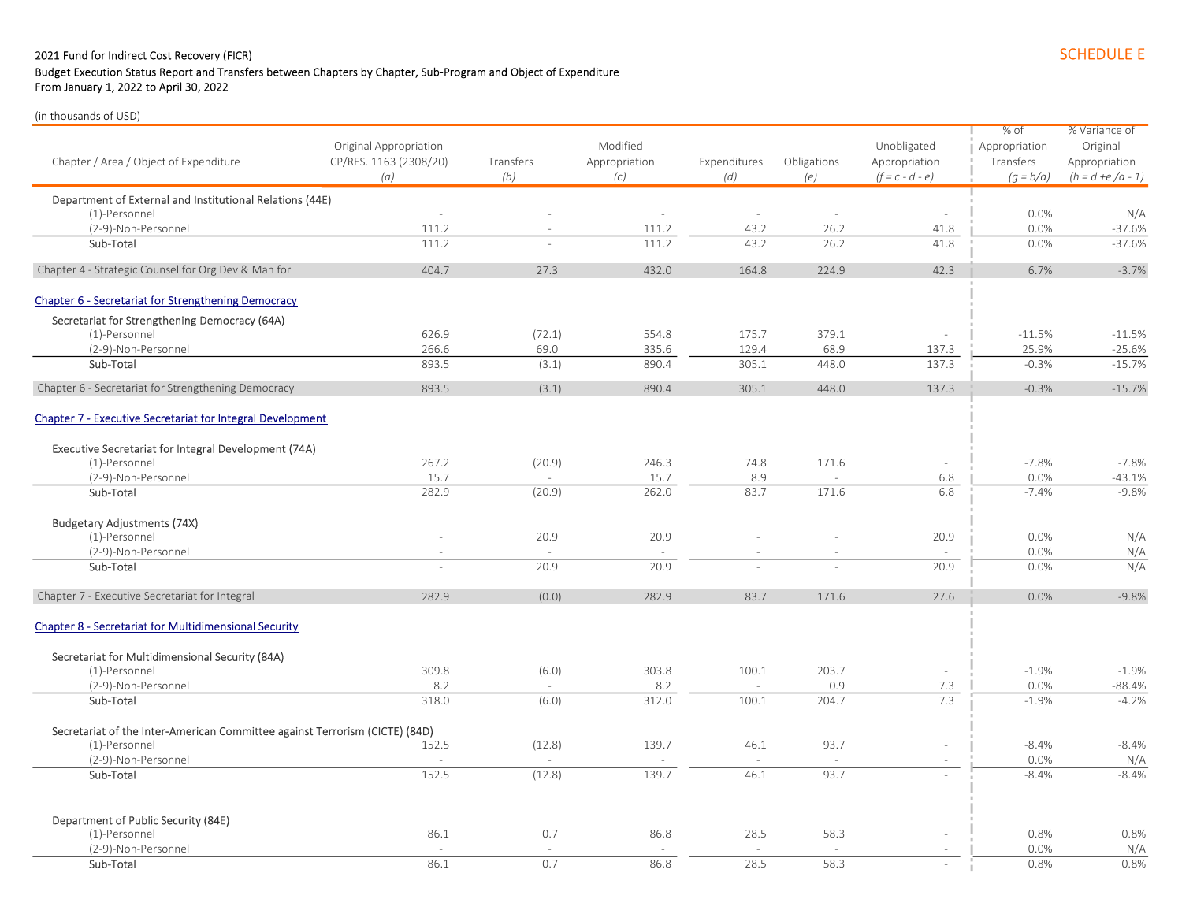2021 Fund for Indirect Cost Recovery (FICR)

Budget Execution Status Report and Transfers between Chapters by Chapter, Sub-Program and Object of Expenditure

From January 1, 2022 to April 30, 2022

SCHEDULE E

(in thousands of USD)

| Chapter / Area / Object of Expenditure | Original Appropriation CP/RES. 1163 (2308/20) (a) | Transfers (b) | Modified Appropriation (c) | Expenditures (d) | Obligations (e) | Unobligated Appropriation (f = c - d - e) | % of Appropriation Transfers (g = b/a) | % Variance of Original Appropriation (h = d +e /a - 1) |
|---|---|---|---|---|---|---|---|---|
| Department of External and Institutional Relations (44E) | | | | | | | | |
| (1)-Personnel | - | - | - | - | - | - | 0.0% | N/A |
| (2-9)-Non-Personnel | 111.2 | - | 111.2 | 43.2 | 26.2 | 41.8 | 0.0% | -37.6% |
| Sub-Total | 111.2 | - | 111.2 | 43.2 | 26.2 | 41.8 | 0.0% | -37.6% |
| Chapter 4 - Strategic Counsel for Org Dev & Man for | 404.7 | 27.3 | 432.0 | 164.8 | 224.9 | 42.3 | 6.7% | -3.7% |
| Chapter 6 - Secretariat for Strengthening Democracy | | | | | | | | |
| Secretariat for Strengthening Democracy (64A) | | | | | | | | |
| (1)-Personnel | 626.9 | (72.1) | 554.8 | 175.7 | 379.1 | - | -11.5% | -11.5% |
| (2-9)-Non-Personnel | 266.6 | 69.0 | 335.6 | 129.4 | 68.9 | 137.3 | 25.9% | -25.6% |
| Sub-Total | 893.5 | (3.1) | 890.4 | 305.1 | 448.0 | 137.3 | -0.3% | -15.7% |
| Chapter 6 - Secretariat for Strengthening Democracy | 893.5 | (3.1) | 890.4 | 305.1 | 448.0 | 137.3 | -0.3% | -15.7% |
| Chapter 7 - Executive Secretariat for Integral Development | | | | | | | | |
| Executive Secretariat for Integral Development (74A) | | | | | | | | |
| (1)-Personnel | 267.2 | (20.9) | 246.3 | 74.8 | 171.6 | - | -7.8% | -7.8% |
| (2-9)-Non-Personnel | 15.7 | - | 15.7 | 8.9 | - | 6.8 | 0.0% | -43.1% |
| Sub-Total | 282.9 | (20.9) | 262.0 | 83.7 | 171.6 | 6.8 | -7.4% | -9.8% |
| Budgetary Adjustments (74X) | | | | | | | | |
| (1)-Personnel | - | 20.9 | 20.9 | - | - | 20.9 | 0.0% | N/A |
| (2-9)-Non-Personnel | - | - | - | - | - | - | 0.0% | N/A |
| Sub-Total | - | 20.9 | 20.9 | - | - | 20.9 | 0.0% | N/A |
| Chapter 7 - Executive Secretariat for Integral | 282.9 | (0.0) | 282.9 | 83.7 | 171.6 | 27.6 | 0.0% | -9.8% |
| Chapter 8 - Secretariat for Multidimensional Security | | | | | | | | |
| Secretariat for Multidimensional Security (84A) | | | | | | | | |
| (1)-Personnel | 309.8 | (6.0) | 303.8 | 100.1 | 203.7 | - | -1.9% | -1.9% |
| (2-9)-Non-Personnel | 8.2 | - | 8.2 | - | 0.9 | 7.3 | 0.0% | -88.4% |
| Sub-Total | 318.0 | (6.0) | 312.0 | 100.1 | 204.7 | 7.3 | -1.9% | -4.2% |
| Secretariat of the Inter-American Committee against Terrorism (CICTE) (84D) | | | | | | | | |
| (1)-Personnel | 152.5 | (12.8) | 139.7 | 46.1 | 93.7 | - | -8.4% | -8.4% |
| (2-9)-Non-Personnel | - | - | - | - | - | - | 0.0% | N/A |
| Sub-Total | 152.5 | (12.8) | 139.7 | 46.1 | 93.7 | - | -8.4% | -8.4% |
| Department of Public Security (84E) | | | | | | | | |
| (1)-Personnel | 86.1 | 0.7 | 86.8 | 28.5 | 58.3 | - | 0.8% | 0.8% |
| (2-9)-Non-Personnel | - | - | - | - | - | - | 0.0% | N/A |
| Sub-Total | 86.1 | 0.7 | 86.8 | 28.5 | 58.3 | - | 0.8% | 0.8% |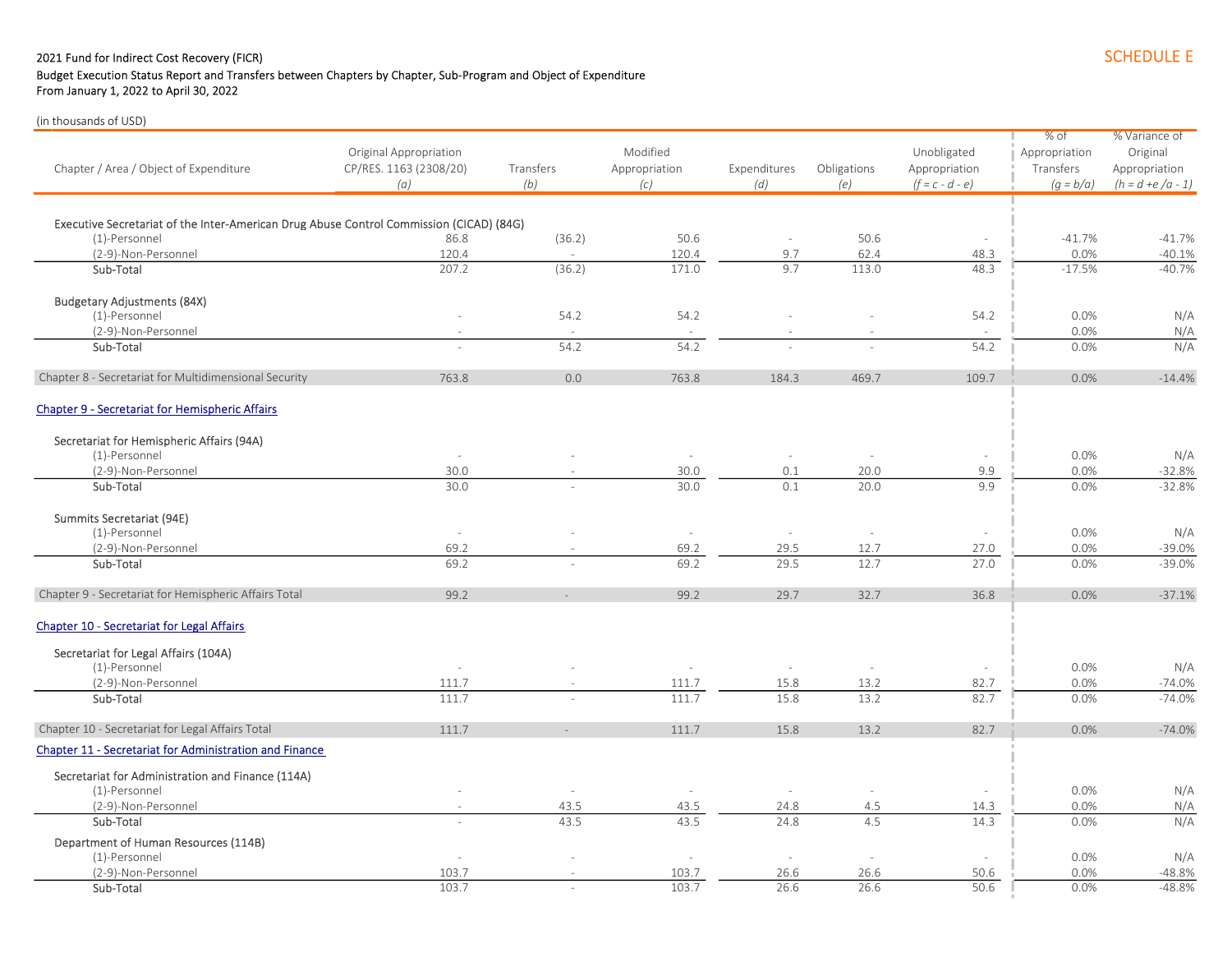2021 Fund for Indirect Cost Recovery (FICR)

Budget Execution Status Report and Transfers between Chapters by Chapter, Sub-Program and Object of Expenditure

From January 1, 2022 to April 30, 2022

SCHEDULE E

(in thousands of USD)

| Chapter / Area / Object of Expenditure | Original Appropriation CP/RES. 1163 (2308/20) *(a)* | Transfers *(b)* | Modified Appropriation *(c)* | Expenditures *(d)* | Obligations *(e)* | Unobligated Appropriation *(f = c - d - e)* | % of Appropriation Transfers *(g = b/a)* | % Variance of Original Appropriation *(h = d +e /a - 1)* |
|---|---|---|---|---|---|---|---|---|
| Executive Secretariat of the Inter-American Drug Abuse Control Commission (CICAD) (84G) | | | | | | | | |
| (1)-Personnel | 86.8 | (36.2) | 50.6 | - | 50.6 | - | -41.7% | -41.7% |
| (2-9)-Non-Personnel | 120.4 | - | 120.4 | 9.7 | 62.4 | 48.3 | 0.0% | -40.1% |
| Sub-Total | 207.2 | (36.2) | 171.0 | 9.7 | 113.0 | 48.3 | -17.5% | -40.7% |
| Budgetary Adjustments (84X) | | | | | | | | |
| (1)-Personnel | - | 54.2 | 54.2 | - | - | 54.2 | 0.0% | N/A |
| (2-9)-Non-Personnel | - | - | - | - | - | - | 0.0% | N/A |
| Sub-Total | - | 54.2 | 54.2 | - | - | 54.2 | 0.0% | N/A |
| Chapter 8 - Secretariat for Multidimensional Security | 763.8 | 0.0 | 763.8 | 184.3 | 469.7 | 109.7 | 0.0% | -14.4% |
| Chapter 9 - Secretariat for Hemispheric Affairs | | | | | | | | |
| Secretariat for Hemispheric Affairs (94A) | | | | | | | | |
| (1)-Personnel | - | - | - | - | - | - | 0.0% | N/A |
| (2-9)-Non-Personnel | 30.0 | - | 30.0 | 0.1 | 20.0 | 9.9 | 0.0% | -32.8% |
| Sub-Total | 30.0 | - | 30.0 | 0.1 | 20.0 | 9.9 | 0.0% | -32.8% |
| Summits Secretariat (94E) | | | | | | | | |
| (1)-Personnel | - | - | - | - | - | - | 0.0% | N/A |
| (2-9)-Non-Personnel | 69.2 | - | 69.2 | 29.5 | 12.7 | 27.0 | 0.0% | -39.0% |
| Sub-Total | 69.2 | - | 69.2 | 29.5 | 12.7 | 27.0 | 0.0% | -39.0% |
| Chapter 9 - Secretariat for Hemispheric Affairs Total | 99.2 | - | 99.2 | 29.7 | 32.7 | 36.8 | 0.0% | -37.1% |
| Chapter 10 - Secretariat for Legal Affairs | | | | | | | | |
| Secretariat for Legal Affairs (104A) | | | | | | | | |
| (1)-Personnel | - | - | - | - | - | - | 0.0% | N/A |
| (2-9)-Non-Personnel | 111.7 | - | 111.7 | 15.8 | 13.2 | 82.7 | 0.0% | -74.0% |
| Sub-Total | 111.7 | - | 111.7 | 15.8 | 13.2 | 82.7 | 0.0% | -74.0% |
| Chapter 10 - Secretariat for Legal Affairs Total | 111.7 | - | 111.7 | 15.8 | 13.2 | 82.7 | 0.0% | -74.0% |
| Chapter 11 - Secretariat for Administration and Finance | | | | | | | | |
| Secretariat for Administration and Finance (114A) | | | | | | | | |
| (1)-Personnel | - | - | - | - | - | - | 0.0% | N/A |
| (2-9)-Non-Personnel | - | 43.5 | 43.5 | 24.8 | 4.5 | 14.3 | 0.0% | N/A |
| Sub-Total | - | 43.5 | 43.5 | 24.8 | 4.5 | 14.3 | 0.0% | N/A |
| Department of Human Resources (114B) | | | | | | | | |
| (1)-Personnel | - | - | - | - | - | - | 0.0% | N/A |
| (2-9)-Non-Personnel | 103.7 | - | 103.7 | 26.6 | 26.6 | 50.6 | 0.0% | -48.8% |
| Sub-Total | 103.7 | - | 103.7 | 26.6 | 26.6 | 50.6 | 0.0% | -48.8% |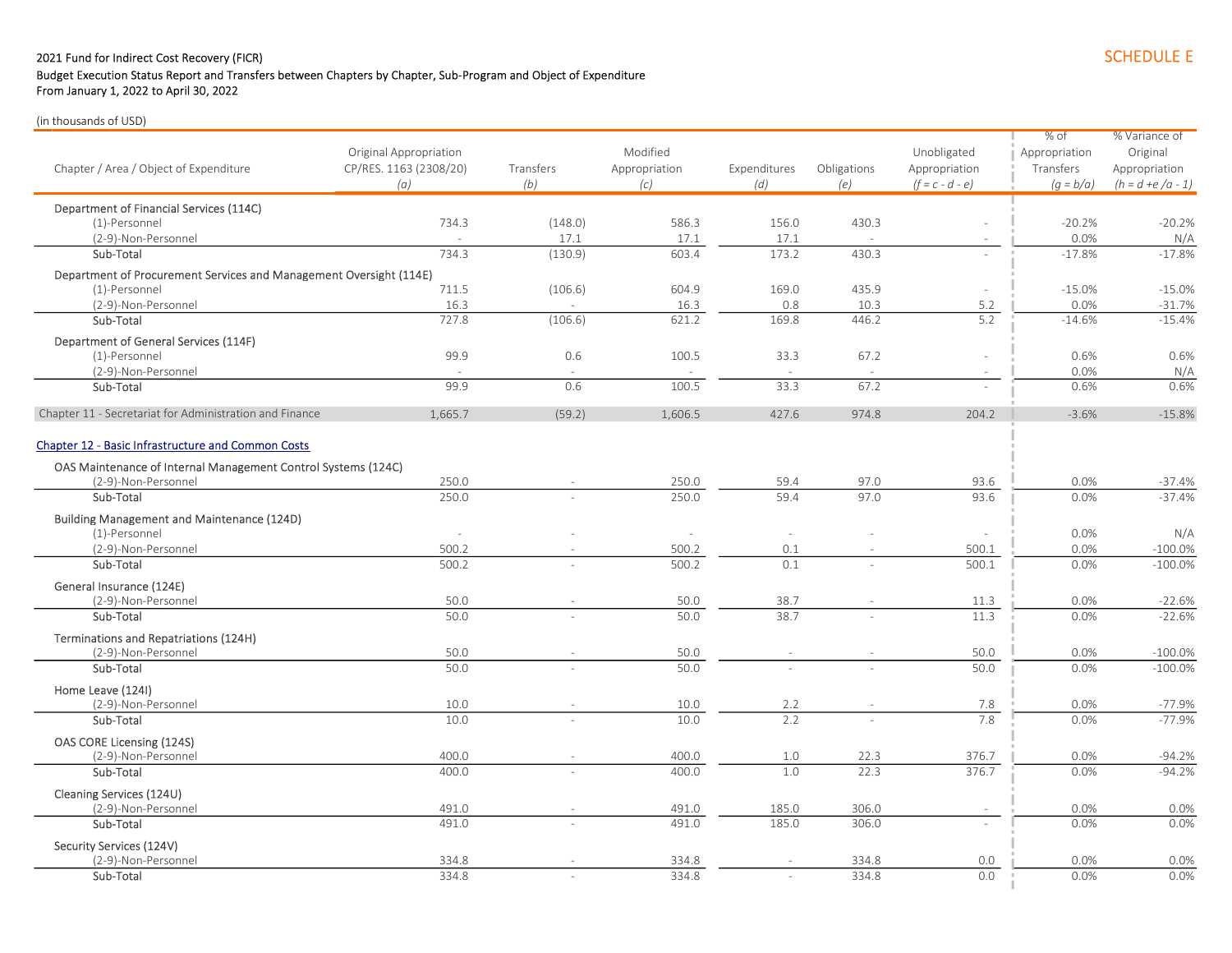2021 Fund for Indirect Cost Recovery (FICR)

Budget Execution Status Report and Transfers between Chapters by Chapter, Sub-Program and Object of Expenditure

From January 1, 2022 to April 30, 2022

SCHEDULE E

(in thousands of USD)

| Chapter / Area / Object of Expenditure | Original Appropriation CP/RES. 1163 (2308/20) *(a)* | Transfers *(b)* | Modified Appropriation *(c)* | Expenditures *(d)* | Obligations *(e)* | Unobligated Appropriation *(f = c - d - e)* | % of Appropriation Transfers *(g = b/a)* | % Variance of Original Appropriation *(h = d +e /a - 1)* |
|---|---|---|---|---|---|---|---|---|
| **Department of Financial Services (114C)** | | | | | | | | |
| (1)-Personnel | 734.3 | (148.0) | 586.3 | 156.0 | 430.3 | - | -20.2% | -20.2% |
| (2-9)-Non-Personnel | - | 17.1 | 17.1 | 17.1 | - | - | 0.0% | N/A |
| Sub-Total | 734.3 | (130.9) | 603.4 | 173.2 | 430.3 | - | -17.8% | -17.8% |
| **Department of Procurement Services and Management Oversight (114E)** | | | | | | | | |
| (1)-Personnel | 711.5 | (106.6) | 604.9 | 169.0 | 435.9 | - | -15.0% | -15.0% |
| (2-9)-Non-Personnel | 16.3 | - | 16.3 | 0.8 | 10.3 | 5.2 | 0.0% | -31.7% |
| Sub-Total | 727.8 | (106.6) | 621.2 | 169.8 | 446.2 | 5.2 | -14.6% | -15.4% |
| **Department of General Services (114F)** | | | | | | | | |
| (1)-Personnel | 99.9 | 0.6 | 100.5 | 33.3 | 67.2 | - | 0.6% | 0.6% |
| (2-9)-Non-Personnel | - | - | - | - | - | - | 0.0% | N/A |
| Sub-Total | 99.9 | 0.6 | 100.5 | 33.3 | 67.2 | - | 0.6% | 0.6% |
| **Chapter 11 - Secretariat for Administration and Finance** | 1,665.7 | (59.2) | 1,606.5 | 427.6 | 974.8 | 204.2 | -3.6% | -15.8% |
| **Chapter 12 - Basic Infrastructure and Common Costs** | | | | | | | | |
| **OAS Maintenance of Internal Management Control Systems (124C)** | | | | | | | | |
| (2-9)-Non-Personnel | 250.0 | - | 250.0 | 59.4 | 97.0 | 93.6 | 0.0% | -37.4% |
| Sub-Total | 250.0 | - | 250.0 | 59.4 | 97.0 | 93.6 | 0.0% | -37.4% |
| **Building Management and Maintenance (124D)** | | | | | | | | |
| (1)-Personnel | - | - | - | - | - | - | 0.0% | N/A |
| (2-9)-Non-Personnel | 500.2 | - | 500.2 | 0.1 | - | 500.1 | 0.0% | -100.0% |
| Sub-Total | 500.2 | - | 500.2 | 0.1 | - | 500.1 | 0.0% | -100.0% |
| **General Insurance (124E)** | | | | | | | | |
| (2-9)-Non-Personnel | 50.0 | - | 50.0 | 38.7 | - | 11.3 | 0.0% | -22.6% |
| Sub-Total | 50.0 | - | 50.0 | 38.7 | - | 11.3 | 0.0% | -22.6% |
| **Terminations and Repatriations (124H)** | | | | | | | | |
| (2-9)-Non-Personnel | 50.0 | - | 50.0 | - | - | 50.0 | 0.0% | -100.0% |
| Sub-Total | 50.0 | - | 50.0 | - | - | 50.0 | 0.0% | -100.0% |
| **Home Leave (124I)** | | | | | | | | |
| (2-9)-Non-Personnel | 10.0 | - | 10.0 | 2.2 | - | 7.8 | 0.0% | -77.9% |
| Sub-Total | 10.0 | - | 10.0 | 2.2 | - | 7.8 | 0.0% | -77.9% |
| **OAS CORE Licensing (124S)** | | | | | | | | |
| (2-9)-Non-Personnel | 400.0 | - | 400.0 | 1.0 | 22.3 | 376.7 | 0.0% | -94.2% |
| Sub-Total | 400.0 | - | 400.0 | 1.0 | 22.3 | 376.7 | 0.0% | -94.2% |
| **Cleaning Services (124U)** | | | | | | | | |
| (2-9)-Non-Personnel | 491.0 | - | 491.0 | 185.0 | 306.0 | - | 0.0% | 0.0% |
| Sub-Total | 491.0 | - | 491.0 | 185.0 | 306.0 | - | 0.0% | 0.0% |
| **Security Services (124V)** | | | | | | | | |
| (2-9)-Non-Personnel | 334.8 | - | 334.8 | - | 334.8 | 0.0 | 0.0% | 0.0% |
| Sub-Total | 334.8 | - | 334.8 | - | 334.8 | 0.0 | 0.0% | 0.0% |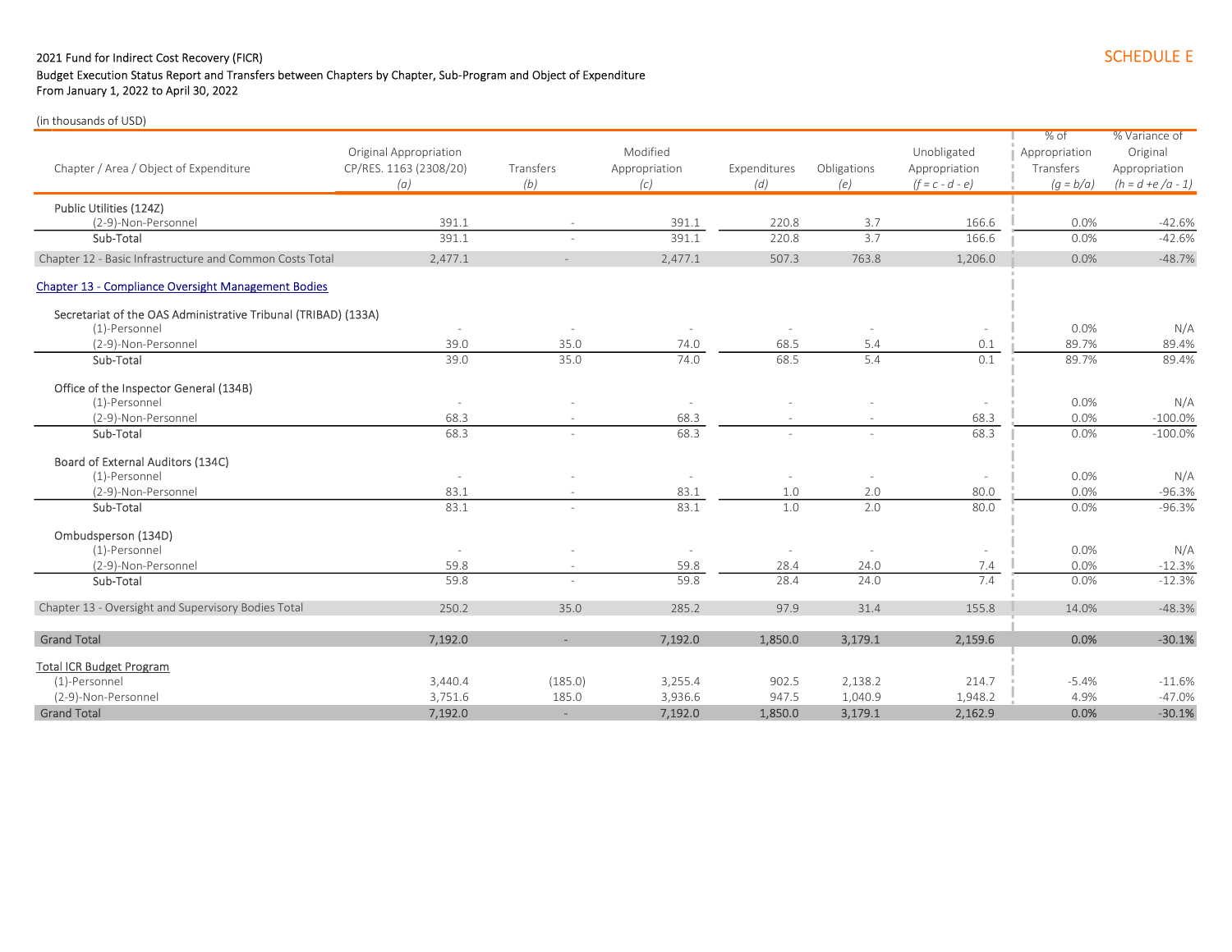2021 Fund for Indirect Cost Recovery (FICR)

Budget Execution Status Report and Transfers between Chapters by Chapter, Sub-Program and Object of Expenditure

From January 1, 2022 to April 30, 2022

SCHEDULE E

(in thousands of USD)

| Chapter / Area / Object of Expenditure | Original Appropriation CP/RES. 1163 (2308/20) (a) | Transfers (b) | Modified Appropriation (c) | Expenditures (d) | Obligations (e) | Unobligated Appropriation (f = c - d - e) | % of Appropriation Transfers (g = b/a) | % Variance of Original Appropriation (h = d +e /a - 1) |
|---|---|---|---|---|---|---|---|---|
| Public Utilities (124Z) | | | | | | | | |
| (2-9)-Non-Personnel | 391.1 | - | 391.1 | 220.8 | 3.7 | 166.6 | 0.0% | -42.6% |
| Sub-Total | 391.1 | - | 391.1 | 220.8 | 3.7 | 166.6 | 0.0% | -42.6% |
| Chapter 12 - Basic Infrastructure and Common Costs Total | 2,477.1 | - | 2,477.1 | 507.3 | 763.8 | 1,206.0 | 0.0% | -48.7% |
| Chapter 13 - Compliance Oversight Management Bodies | | | | | | | | |
| Secretariat of the OAS Administrative Tribunal (TRIBAD) (133A) | | | | | | | | |
| (1)-Personnel | - | - | - | - | - | - | 0.0% | N/A |
| (2-9)-Non-Personnel | 39.0 | 35.0 | 74.0 | 68.5 | 5.4 | 0.1 | 89.7% | 89.4% |
| Sub-Total | 39.0 | 35.0 | 74.0 | 68.5 | 5.4 | 0.1 | 89.7% | 89.4% |
| Office of the Inspector General (134B) | | | | | | | | |
| (1)-Personnel | - | - | - | - | - | - | 0.0% | N/A |
| (2-9)-Non-Personnel | 68.3 | - | 68.3 | - | - | 68.3 | 0.0% | -100.0% |
| Sub-Total | 68.3 | - | 68.3 | - | - | 68.3 | 0.0% | -100.0% |
| Board of External Auditors (134C) | | | | | | | | |
| (1)-Personnel | - | - | - | - | - | - | 0.0% | N/A |
| (2-9)-Non-Personnel | 83.1 | - | 83.1 | 1.0 | 2.0 | 80.0 | 0.0% | -96.3% |
| Sub-Total | 83.1 | - | 83.1 | 1.0 | 2.0 | 80.0 | 0.0% | -96.3% |
| Ombudsperson (134D) | | | | | | | | |
| (1)-Personnel | - | - | - | - | - | - | 0.0% | N/A |
| (2-9)-Non-Personnel | 59.8 | - | 59.8 | 28.4 | 24.0 | 7.4 | 0.0% | -12.3% |
| Sub-Total | 59.8 | - | 59.8 | 28.4 | 24.0 | 7.4 | 0.0% | -12.3% |
| Chapter 13 - Oversight and Supervisory Bodies Total | 250.2 | 35.0 | 285.2 | 97.9 | 31.4 | 155.8 | 14.0% | -48.3% |
| Grand Total | 7,192.0 | - | 7,192.0 | 1,850.0 | 3,179.1 | 2,159.6 | 0.0% | -30.1% |
| Total ICR Budget Program | | | | | | | | |
| (1)-Personnel | 3,440.4 | (185.0) | 3,255.4 | 902.5 | 2,138.2 | 214.7 | -5.4% | -11.6% |
| (2-9)-Non-Personnel | 3,751.6 | 185.0 | 3,936.6 | 947.5 | 1,040.9 | 1,948.2 | 4.9% | -47.0% |
| Grand Total | 7,192.0 | - | 7,192.0 | 1,850.0 | 3,179.1 | 2,162.9 | 0.0% | -30.1% |